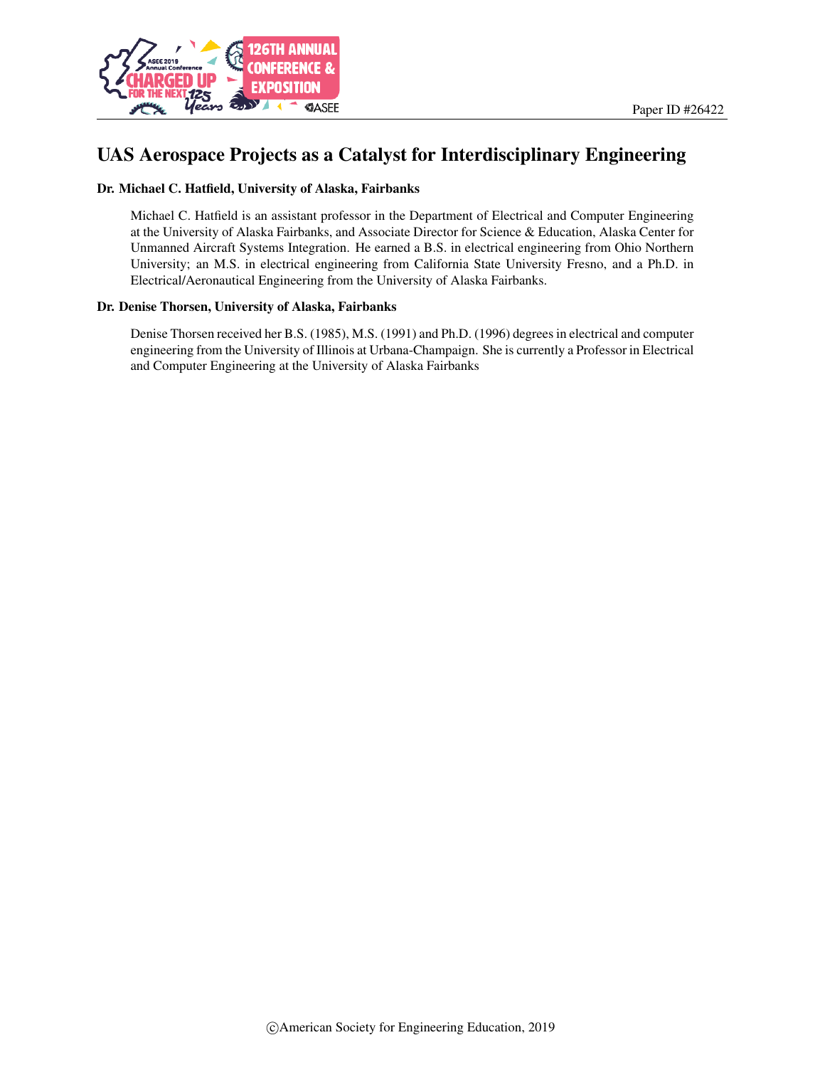Paper ID #26422

# UAS Aerospace Projects as a Catalyst for Interdisciplinary Engineering

**Dr. Michael C. Hatfield, University of Alaska, Fairbanks**

Michael C. Hatfield is an assistant professor in the Department of Electrical and Computer Engineering at the University of Alaska Fairbanks, and Associate Director for Science & Education, Alaska Center for Unmanned Aircraft Systems Integration. He earned a B.S. in electrical engineering from Ohio Northern University; an M.S. in electrical engineering from California State University Fresno, and a Ph.D. in Electrical/Aeronautical Engineering from the University of Alaska Fairbanks.

**Dr. Denise Thorsen, University of Alaska, Fairbanks**

Denise Thorsen received her B.S. (1985), M.S. (1991) and Ph.D. (1996) degrees in electrical and computer engineering from the University of Illinois at Urbana-Champaign. She is currently a Professor in Electrical and Computer Engineering at the University of Alaska Fairbanks

©American Society for Engineering Education, 2019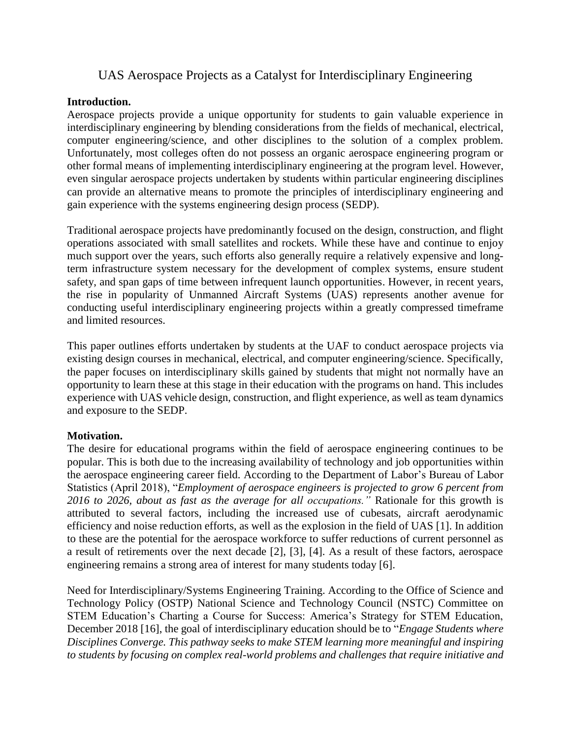# UAS Aerospace Projects as a Catalyst for Interdisciplinary Engineering

**Introduction.**
Aerospace projects provide a unique opportunity for students to gain valuable experience in interdisciplinary engineering by blending considerations from the fields of mechanical, electrical, computer engineering/science, and other disciplines to the solution of a complex problem. Unfortunately, most colleges often do not possess an organic aerospace engineering program or other formal means of implementing interdisciplinary engineering at the program level. However, even singular aerospace projects undertaken by students within particular engineering disciplines can provide an alternative means to promote the principles of interdisciplinary engineering and gain experience with the systems engineering design process (SEDP).

Traditional aerospace projects have predominantly focused on the design, construction, and flight operations associated with small satellites and rockets. While these have and continue to enjoy much support over the years, such efforts also generally require a relatively expensive and long-term infrastructure system necessary for the development of complex systems, ensure student safety, and span gaps of time between infrequent launch opportunities. However, in recent years, the rise in popularity of Unmanned Aircraft Systems (UAS) represents another avenue for conducting useful interdisciplinary engineering projects within a greatly compressed timeframe and limited resources.

This paper outlines efforts undertaken by students at the UAF to conduct aerospace projects via existing design courses in mechanical, electrical, and computer engineering/science. Specifically, the paper focuses on interdisciplinary skills gained by students that might not normally have an opportunity to learn these at this stage in their education with the programs on hand. This includes experience with UAS vehicle design, construction, and flight experience, as well as team dynamics and exposure to the SEDP.

**Motivation.**
The desire for educational programs within the field of aerospace engineering continues to be popular. This is both due to the increasing availability of technology and job opportunities within the aerospace engineering career field. According to the Department of Labor's Bureau of Labor Statistics (April 2018), "*Employment of aerospace engineers is projected to grow 6 percent from 2016 to 2026, about as fast as the average for all occupations.*" Rationale for this growth is attributed to several factors, including the increased use of cubesats, aircraft aerodynamic efficiency and noise reduction efforts, as well as the explosion in the field of UAS [1]. In addition to these are the potential for the aerospace workforce to suffer reductions of current personnel as a result of retirements over the next decade [2], [3], [4]. As a result of these factors, aerospace engineering remains a strong area of interest for many students today [6].

Need for Interdisciplinary/Systems Engineering Training. According to the Office of Science and Technology Policy (OSTP) National Science and Technology Council (NSTC) Committee on STEM Education's Charting a Course for Success: America's Strategy for STEM Education, December 2018 [16], the goal of interdisciplinary education should be to "*Engage Students where Disciplines Converge. This pathway seeks to make STEM learning more meaningful and inspiring to students by focusing on complex real-world problems and challenges that require initiative and*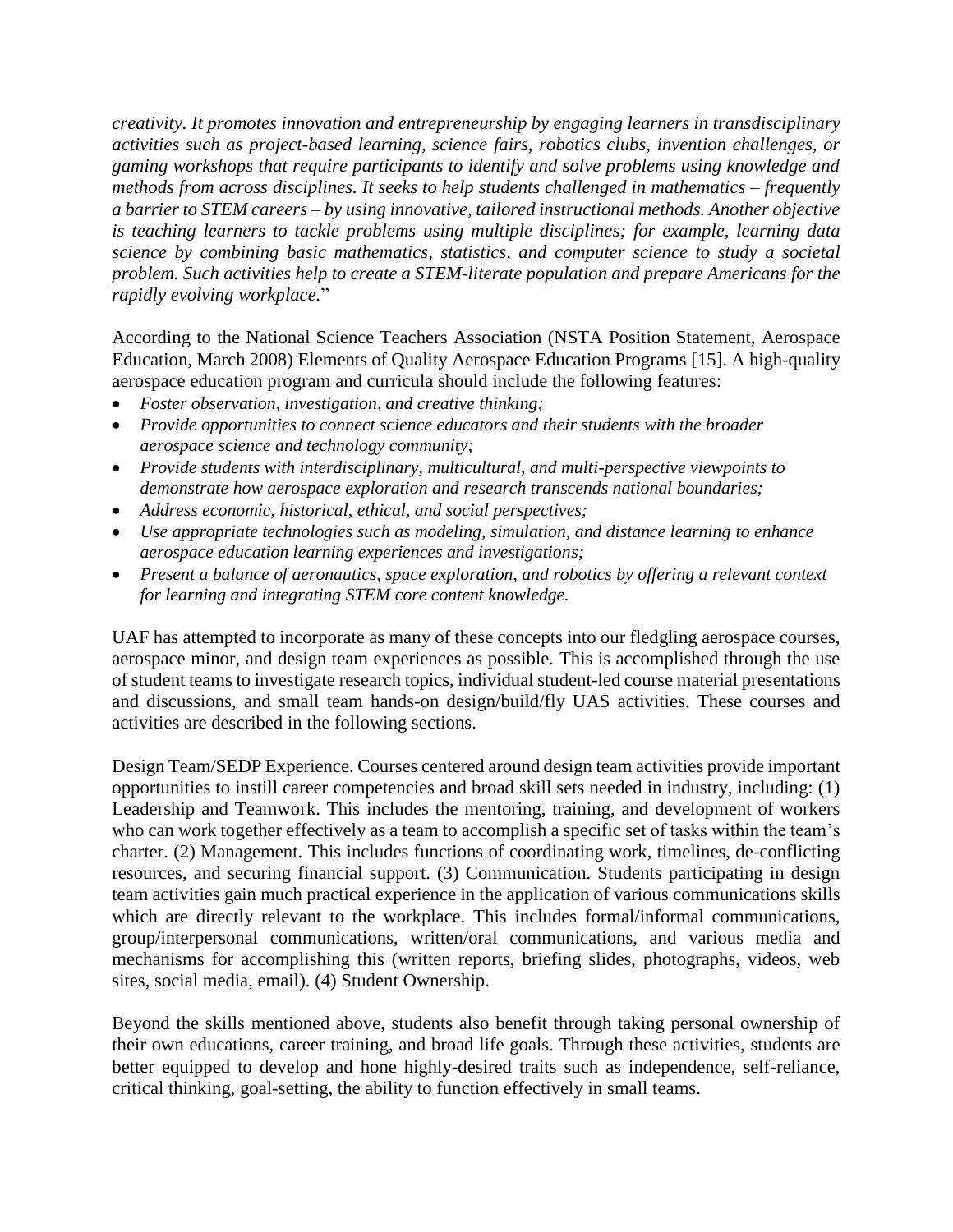*creativity. It promotes innovation and entrepreneurship by engaging learners in transdisciplinary activities such as project-based learning, science fairs, robotics clubs, invention challenges, or gaming workshops that require participants to identify and solve problems using knowledge and methods from across disciplines. It seeks to help students challenged in mathematics – frequently a barrier to STEM careers – by using innovative, tailored instructional methods. Another objective is teaching learners to tackle problems using multiple disciplines; for example, learning data science by combining basic mathematics, statistics, and computer science to study a societal problem. Such activities help to create a STEM-literate population and prepare Americans for the rapidly evolving workplace.*"

According to the National Science Teachers Association (NSTA Position Statement, Aerospace Education, March 2008) Elements of Quality Aerospace Education Programs [15]. A high-quality aerospace education program and curricula should include the following features:

- *Foster observation, investigation, and creative thinking;*
- *Provide opportunities to connect science educators and their students with the broader aerospace science and technology community;*
- *Provide students with interdisciplinary, multicultural, and multi-perspective viewpoints to demonstrate how aerospace exploration and research transcends national boundaries;*
- *Address economic, historical, ethical, and social perspectives;*
- *Use appropriate technologies such as modeling, simulation, and distance learning to enhance aerospace education learning experiences and investigations;*
- *Present a balance of aeronautics, space exploration, and robotics by offering a relevant context for learning and integrating STEM core content knowledge.*

UAF has attempted to incorporate as many of these concepts into our fledgling aerospace courses, aerospace minor, and design team experiences as possible. This is accomplished through the use of student teams to investigate research topics, individual student-led course material presentations and discussions, and small team hands-on design/build/fly UAS activities. These courses and activities are described in the following sections.

Design Team/SEDP Experience. Courses centered around design team activities provide important opportunities to instill career competencies and broad skill sets needed in industry, including: (1) Leadership and Teamwork. This includes the mentoring, training, and development of workers who can work together effectively as a team to accomplish a specific set of tasks within the team's charter. (2) Management. This includes functions of coordinating work, timelines, de-conflicting resources, and securing financial support. (3) Communication. Students participating in design team activities gain much practical experience in the application of various communications skills which are directly relevant to the workplace. This includes formal/informal communications, group/interpersonal communications, written/oral communications, and various media and mechanisms for accomplishing this (written reports, briefing slides, photographs, videos, web sites, social media, email). (4) Student Ownership.

Beyond the skills mentioned above, students also benefit through taking personal ownership of their own educations, career training, and broad life goals. Through these activities, students are better equipped to develop and hone highly-desired traits such as independence, self-reliance, critical thinking, goal-setting, the ability to function effectively in small teams.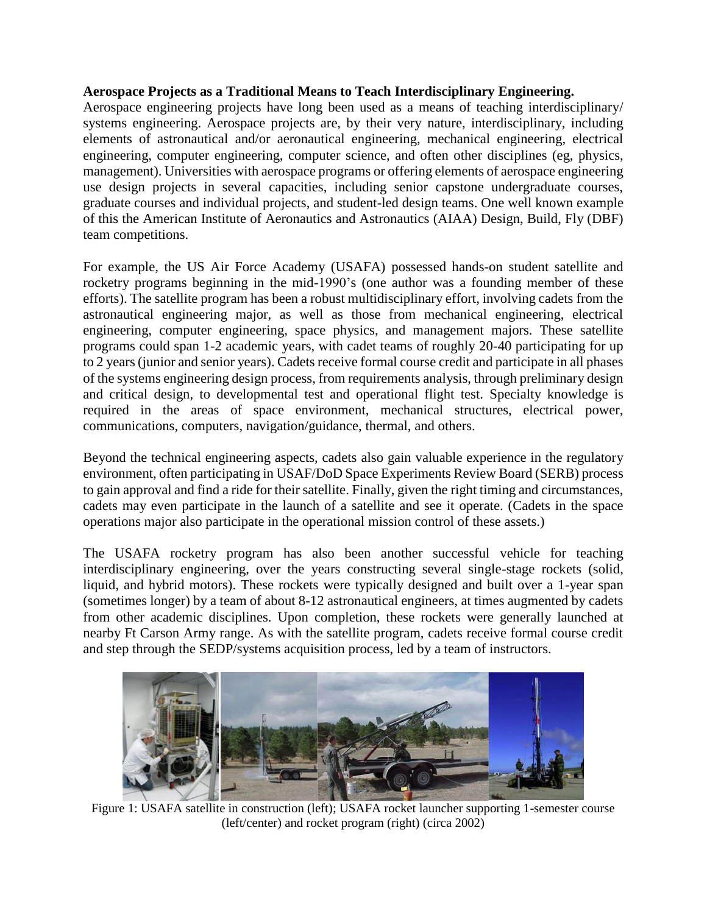**Aerospace Projects as a Traditional Means to Teach Interdisciplinary Engineering.**
Aerospace engineering projects have long been used as a means of teaching interdisciplinary/ systems engineering. Aerospace projects are, by their very nature, interdisciplinary, including elements of astronautical and/or aeronautical engineering, mechanical engineering, electrical engineering, computer engineering, computer science, and often other disciplines (eg, physics, management). Universities with aerospace programs or offering elements of aerospace engineering use design projects in several capacities, including senior capstone undergraduate courses, graduate courses and individual projects, and student-led design teams. One well known example of this the American Institute of Aeronautics and Astronautics (AIAA) Design, Build, Fly (DBF) team competitions.

For example, the US Air Force Academy (USAFA) possessed hands-on student satellite and rocketry programs beginning in the mid-1990's (one author was a founding member of these efforts). The satellite program has been a robust multidisciplinary effort, involving cadets from the astronautical engineering major, as well as those from mechanical engineering, electrical engineering, computer engineering, space physics, and management majors. These satellite programs could span 1-2 academic years, with cadet teams of roughly 20-40 participating for up to 2 years (junior and senior years). Cadets receive formal course credit and participate in all phases of the systems engineering design process, from requirements analysis, through preliminary design and critical design, to developmental test and operational flight test. Specialty knowledge is required in the areas of space environment, mechanical structures, electrical power, communications, computers, navigation/guidance, thermal, and others.

Beyond the technical engineering aspects, cadets also gain valuable experience in the regulatory environment, often participating in USAF/DoD Space Experiments Review Board (SERB) process to gain approval and find a ride for their satellite. Finally, given the right timing and circumstances, cadets may even participate in the launch of a satellite and see it operate. (Cadets in the space operations major also participate in the operational mission control of these assets.)

The USAFA rocketry program has also been another successful vehicle for teaching interdisciplinary engineering, over the years constructing several single-stage rockets (solid, liquid, and hybrid motors). These rockets were typically designed and built over a 1-year span (sometimes longer) by a team of about 8-12 astronautical engineers, at times augmented by cadets from other academic disciplines. Upon completion, these rockets were generally launched at nearby Ft Carson Army range. As with the satellite program, cadets receive formal course credit and step through the SEDP/systems acquisition process, led by a team of instructors.

Figure 1: USAFA satellite in construction (left); USAFA rocket launcher supporting 1-semester course (left/center) and rocket program (right) (circa 2002)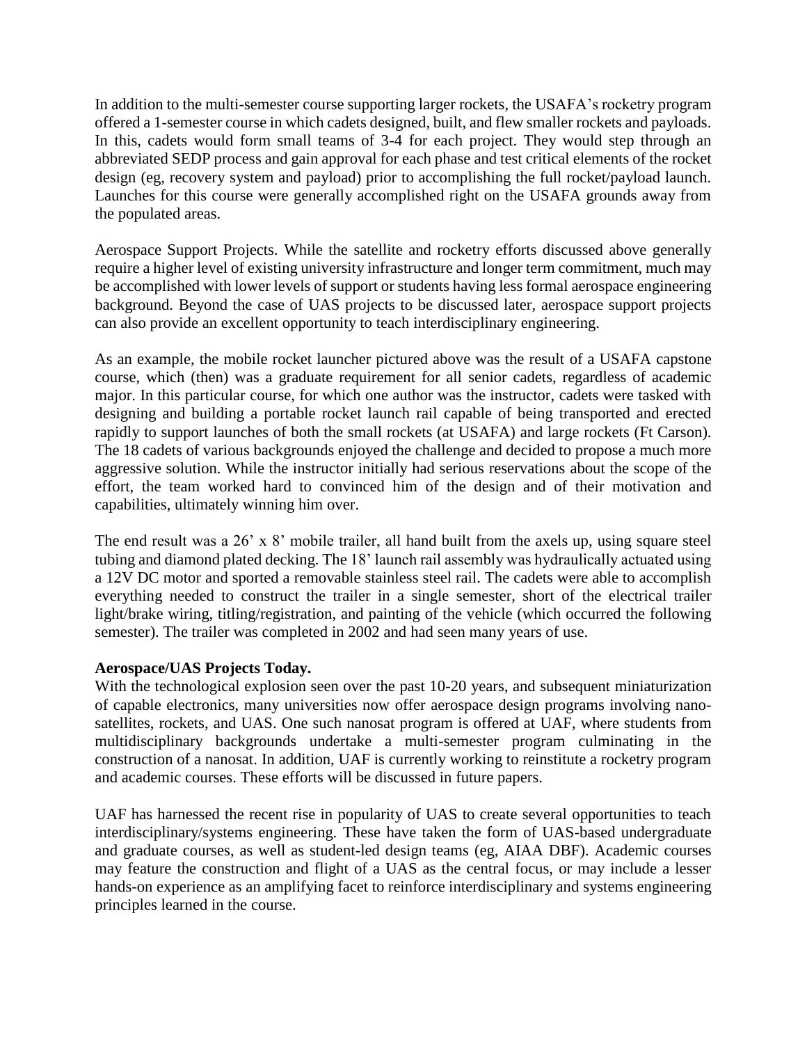In addition to the multi-semester course supporting larger rockets, the USAFA's rocketry program offered a 1-semester course in which cadets designed, built, and flew smaller rockets and payloads. In this, cadets would form small teams of 3-4 for each project. They would step through an abbreviated SEDP process and gain approval for each phase and test critical elements of the rocket design (eg, recovery system and payload) prior to accomplishing the full rocket/payload launch. Launches for this course were generally accomplished right on the USAFA grounds away from the populated areas.

Aerospace Support Projects. While the satellite and rocketry efforts discussed above generally require a higher level of existing university infrastructure and longer term commitment, much may be accomplished with lower levels of support or students having less formal aerospace engineering background. Beyond the case of UAS projects to be discussed later, aerospace support projects can also provide an excellent opportunity to teach interdisciplinary engineering.

As an example, the mobile rocket launcher pictured above was the result of a USAFA capstone course, which (then) was a graduate requirement for all senior cadets, regardless of academic major. In this particular course, for which one author was the instructor, cadets were tasked with designing and building a portable rocket launch rail capable of being transported and erected rapidly to support launches of both the small rockets (at USAFA) and large rockets (Ft Carson). The 18 cadets of various backgrounds enjoyed the challenge and decided to propose a much more aggressive solution. While the instructor initially had serious reservations about the scope of the effort, the team worked hard to convinced him of the design and of their motivation and capabilities, ultimately winning him over.

The end result was a 26' x 8' mobile trailer, all hand built from the axels up, using square steel tubing and diamond plated decking. The 18' launch rail assembly was hydraulically actuated using a 12V DC motor and sported a removable stainless steel rail. The cadets were able to accomplish everything needed to construct the trailer in a single semester, short of the electrical trailer light/brake wiring, titling/registration, and painting of the vehicle (which occurred the following semester). The trailer was completed in 2002 and had seen many years of use.

**Aerospace/UAS Projects Today.**

With the technological explosion seen over the past 10-20 years, and subsequent miniaturization of capable electronics, many universities now offer aerospace design programs involving nano-satellites, rockets, and UAS. One such nanosat program is offered at UAF, where students from multidisciplinary backgrounds undertake a multi-semester program culminating in the construction of a nanosat. In addition, UAF is currently working to reinstitute a rocketry program and academic courses. These efforts will be discussed in future papers.

UAF has harnessed the recent rise in popularity of UAS to create several opportunities to teach interdisciplinary/systems engineering. These have taken the form of UAS-based undergraduate and graduate courses, as well as student-led design teams (eg, AIAA DBF). Academic courses may feature the construction and flight of a UAS as the central focus, or may include a lesser hands-on experience as an amplifying facet to reinforce interdisciplinary and systems engineering principles learned in the course.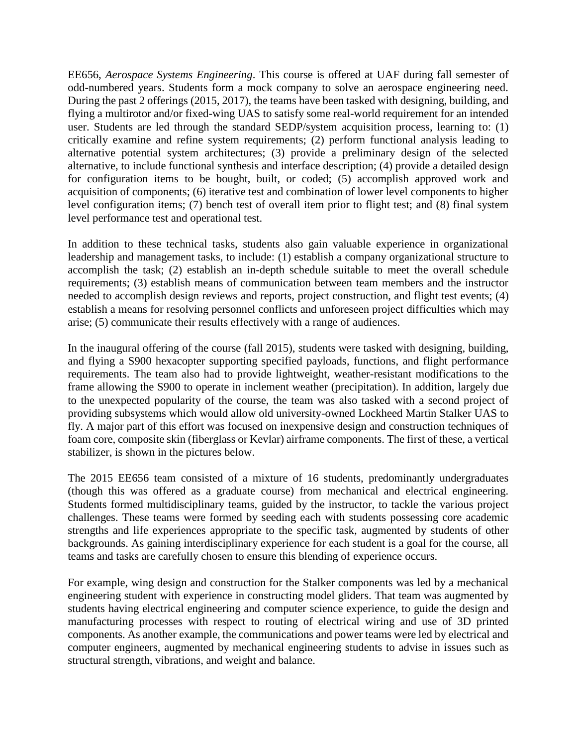EE656, *Aerospace Systems Engineering*. This course is offered at UAF during fall semester of odd-numbered years. Students form a mock company to solve an aerospace engineering need. During the past 2 offerings (2015, 2017), the teams have been tasked with designing, building, and flying a multirotor and/or fixed-wing UAS to satisfy some real-world requirement for an intended user. Students are led through the standard SEDP/system acquisition process, learning to: (1) critically examine and refine system requirements; (2) perform functional analysis leading to alternative potential system architectures; (3) provide a preliminary design of the selected alternative, to include functional synthesis and interface description; (4) provide a detailed design for configuration items to be bought, built, or coded; (5) accomplish approved work and acquisition of components; (6) iterative test and combination of lower level components to higher level configuration items; (7) bench test of overall item prior to flight test; and (8) final system level performance test and operational test.

In addition to these technical tasks, students also gain valuable experience in organizational leadership and management tasks, to include: (1) establish a company organizational structure to accomplish the task; (2) establish an in-depth schedule suitable to meet the overall schedule requirements; (3) establish means of communication between team members and the instructor needed to accomplish design reviews and reports, project construction, and flight test events; (4) establish a means for resolving personnel conflicts and unforeseen project difficulties which may arise; (5) communicate their results effectively with a range of audiences.

In the inaugural offering of the course (fall 2015), students were tasked with designing, building, and flying a S900 hexacopter supporting specified payloads, functions, and flight performance requirements. The team also had to provide lightweight, weather-resistant modifications to the frame allowing the S900 to operate in inclement weather (precipitation). In addition, largely due to the unexpected popularity of the course, the team was also tasked with a second project of providing subsystems which would allow old university-owned Lockheed Martin Stalker UAS to fly. A major part of this effort was focused on inexpensive design and construction techniques of foam core, composite skin (fiberglass or Kevlar) airframe components. The first of these, a vertical stabilizer, is shown in the pictures below.

The 2015 EE656 team consisted of a mixture of 16 students, predominantly undergraduates (though this was offered as a graduate course) from mechanical and electrical engineering. Students formed multidisciplinary teams, guided by the instructor, to tackle the various project challenges. These teams were formed by seeding each with students possessing core academic strengths and life experiences appropriate to the specific task, augmented by students of other backgrounds. As gaining interdisciplinary experience for each student is a goal for the course, all teams and tasks are carefully chosen to ensure this blending of experience occurs.

For example, wing design and construction for the Stalker components was led by a mechanical engineering student with experience in constructing model gliders. That team was augmented by students having electrical engineering and computer science experience, to guide the design and manufacturing processes with respect to routing of electrical wiring and use of 3D printed components. As another example, the communications and power teams were led by electrical and computer engineers, augmented by mechanical engineering students to advise in issues such as structural strength, vibrations, and weight and balance.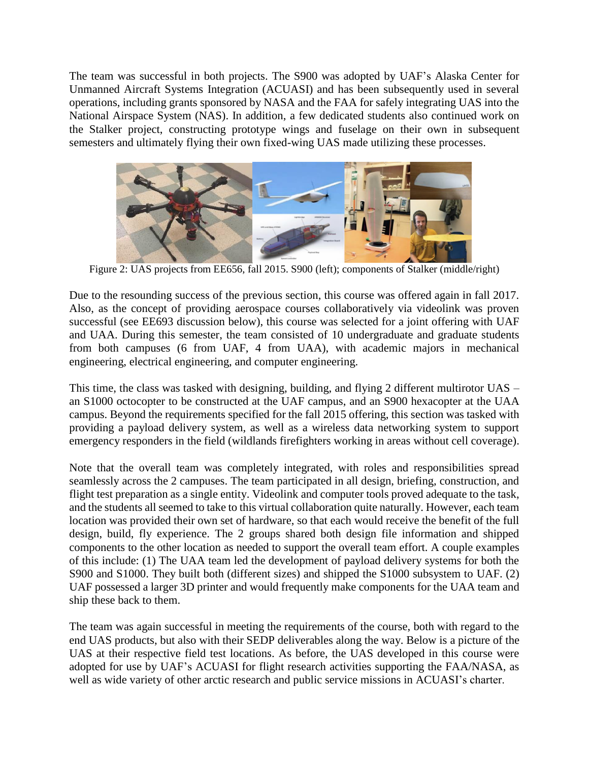The team was successful in both projects. The S900 was adopted by UAF's Alaska Center for Unmanned Aircraft Systems Integration (ACUASI) and has been subsequently used in several operations, including grants sponsored by NASA and the FAA for safely integrating UAS into the National Airspace System (NAS). In addition, a few dedicated students also continued work on the Stalker project, constructing prototype wings and fuselage on their own in subsequent semesters and ultimately flying their own fixed-wing UAS made utilizing these processes.

Figure 2: UAS projects from EE656, fall 2015. S900 (left); components of Stalker (middle/right)

Due to the resounding success of the previous section, this course was offered again in fall 2017. Also, as the concept of providing aerospace courses collaboratively via videolink was proven successful (see EE693 discussion below), this course was selected for a joint offering with UAF and UAA. During this semester, the team consisted of 10 undergraduate and graduate students from both campuses (6 from UAF, 4 from UAA), with academic majors in mechanical engineering, electrical engineering, and computer engineering.

This time, the class was tasked with designing, building, and flying 2 different multirotor UAS – an S1000 octocopter to be constructed at the UAF campus, and an S900 hexacopter at the UAA campus. Beyond the requirements specified for the fall 2015 offering, this section was tasked with providing a payload delivery system, as well as a wireless data networking system to support emergency responders in the field (wildlands firefighters working in areas without cell coverage).

Note that the overall team was completely integrated, with roles and responsibilities spread seamlessly across the 2 campuses. The team participated in all design, briefing, construction, and flight test preparation as a single entity. Videolink and computer tools proved adequate to the task, and the students all seemed to take to this virtual collaboration quite naturally. However, each team location was provided their own set of hardware, so that each would receive the benefit of the full design, build, fly experience. The 2 groups shared both design file information and shipped components to the other location as needed to support the overall team effort. A couple examples of this include: (1) The UAA team led the development of payload delivery systems for both the S900 and S1000. They built both (different sizes) and shipped the S1000 subsystem to UAF. (2) UAF possessed a larger 3D printer and would frequently make components for the UAA team and ship these back to them.

The team was again successful in meeting the requirements of the course, both with regard to the end UAS products, but also with their SEDP deliverables along the way. Below is a picture of the UAS at their respective field test locations. As before, the UAS developed in this course were adopted for use by UAF's ACUASI for flight research activities supporting the FAA/NASA, as well as wide variety of other arctic research and public service missions in ACUASI's charter.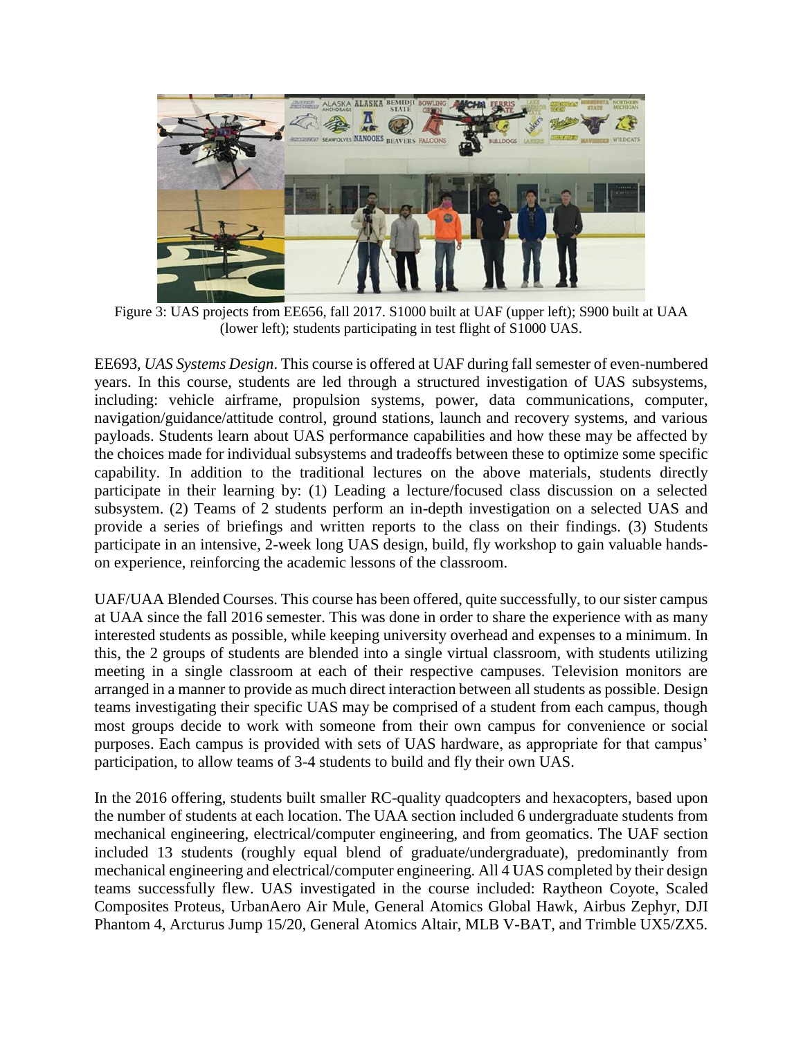Figure 3: UAS projects from EE656, fall 2017. S1000 built at UAF (upper left); S900 built at UAA (lower left); students participating in test flight of S1000 UAS.

EE693, *UAS Systems Design*. This course is offered at UAF during fall semester of even-numbered years. In this course, students are led through a structured investigation of UAS subsystems, including: vehicle airframe, propulsion systems, power, data communications, computer, navigation/guidance/attitude control, ground stations, launch and recovery systems, and various payloads. Students learn about UAS performance capabilities and how these may be affected by the choices made for individual subsystems and tradeoffs between these to optimize some specific capability. In addition to the traditional lectures on the above materials, students directly participate in their learning by: (1) Leading a lecture/focused class discussion on a selected subsystem. (2) Teams of 2 students perform an in-depth investigation on a selected UAS and provide a series of briefings and written reports to the class on their findings. (3) Students participate in an intensive, 2-week long UAS design, build, fly workshop to gain valuable hands-on experience, reinforcing the academic lessons of the classroom.

UAF/UAA Blended Courses. This course has been offered, quite successfully, to our sister campus at UAA since the fall 2016 semester. This was done in order to share the experience with as many interested students as possible, while keeping university overhead and expenses to a minimum. In this, the 2 groups of students are blended into a single virtual classroom, with students utilizing meeting in a single classroom at each of their respective campuses. Television monitors are arranged in a manner to provide as much direct interaction between all students as possible. Design teams investigating their specific UAS may be comprised of a student from each campus, though most groups decide to work with someone from their own campus for convenience or social purposes. Each campus is provided with sets of UAS hardware, as appropriate for that campus' participation, to allow teams of 3-4 students to build and fly their own UAS.

In the 2016 offering, students built smaller RC-quality quadcopters and hexacopters, based upon the number of students at each location. The UAA section included 6 undergraduate students from mechanical engineering, electrical/computer engineering, and from geomatics. The UAF section included 13 students (roughly equal blend of graduate/undergraduate), predominantly from mechanical engineering and electrical/computer engineering. All 4 UAS completed by their design teams successfully flew. UAS investigated in the course included: Raytheon Coyote, Scaled Composites Proteus, UrbanAero Air Mule, General Atomics Global Hawk, Airbus Zephyr, DJI Phantom 4, Arcturus Jump 15/20, General Atomics Altair, MLB V-BAT, and Trimble UX5/ZX5.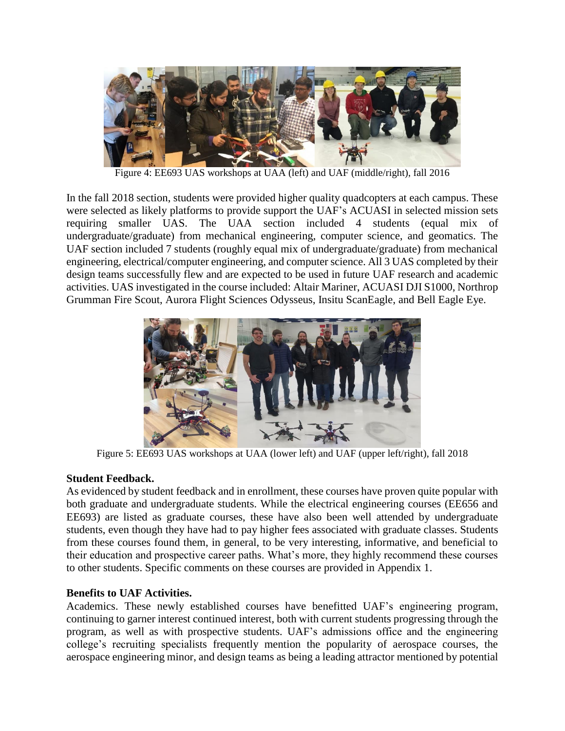Figure 4: EE693 UAS workshops at UAA (left) and UAF (middle/right), fall 2016

In the fall 2018 section, students were provided higher quality quadcopters at each campus. These were selected as likely platforms to provide support the UAF's ACUASI in selected mission sets requiring smaller UAS. The UAA section included 4 students (equal mix of undergraduate/graduate) from mechanical engineering, computer science, and geomatics. The UAF section included 7 students (roughly equal mix of undergraduate/graduate) from mechanical engineering, electrical/computer engineering, and computer science. All 3 UAS completed by their design teams successfully flew and are expected to be used in future UAF research and academic activities. UAS investigated in the course included: Altair Mariner, ACUASI DJI S1000, Northrop Grumman Fire Scout, Aurora Flight Sciences Odysseus, Insitu ScanEagle, and Bell Eagle Eye.

Figure 5: EE693 UAS workshops at UAA (lower left) and UAF (upper left/right), fall 2018

**Student Feedback.**
As evidenced by student feedback and in enrollment, these courses have proven quite popular with both graduate and undergraduate students. While the electrical engineering courses (EE656 and EE693) are listed as graduate courses, these have also been well attended by undergraduate students, even though they have had to pay higher fees associated with graduate classes. Students from these courses found them, in general, to be very interesting, informative, and beneficial to their education and prospective career paths. What's more, they highly recommend these courses to other students. Specific comments on these courses are provided in Appendix 1.

**Benefits to UAF Activities.**
Academics. These newly established courses have benefitted UAF's engineering program, continuing to garner interest continued interest, both with current students progressing through the program, as well as with prospective students. UAF's admissions office and the engineering college's recruiting specialists frequently mention the popularity of aerospace courses, the aerospace engineering minor, and design teams as being a leading attractor mentioned by potential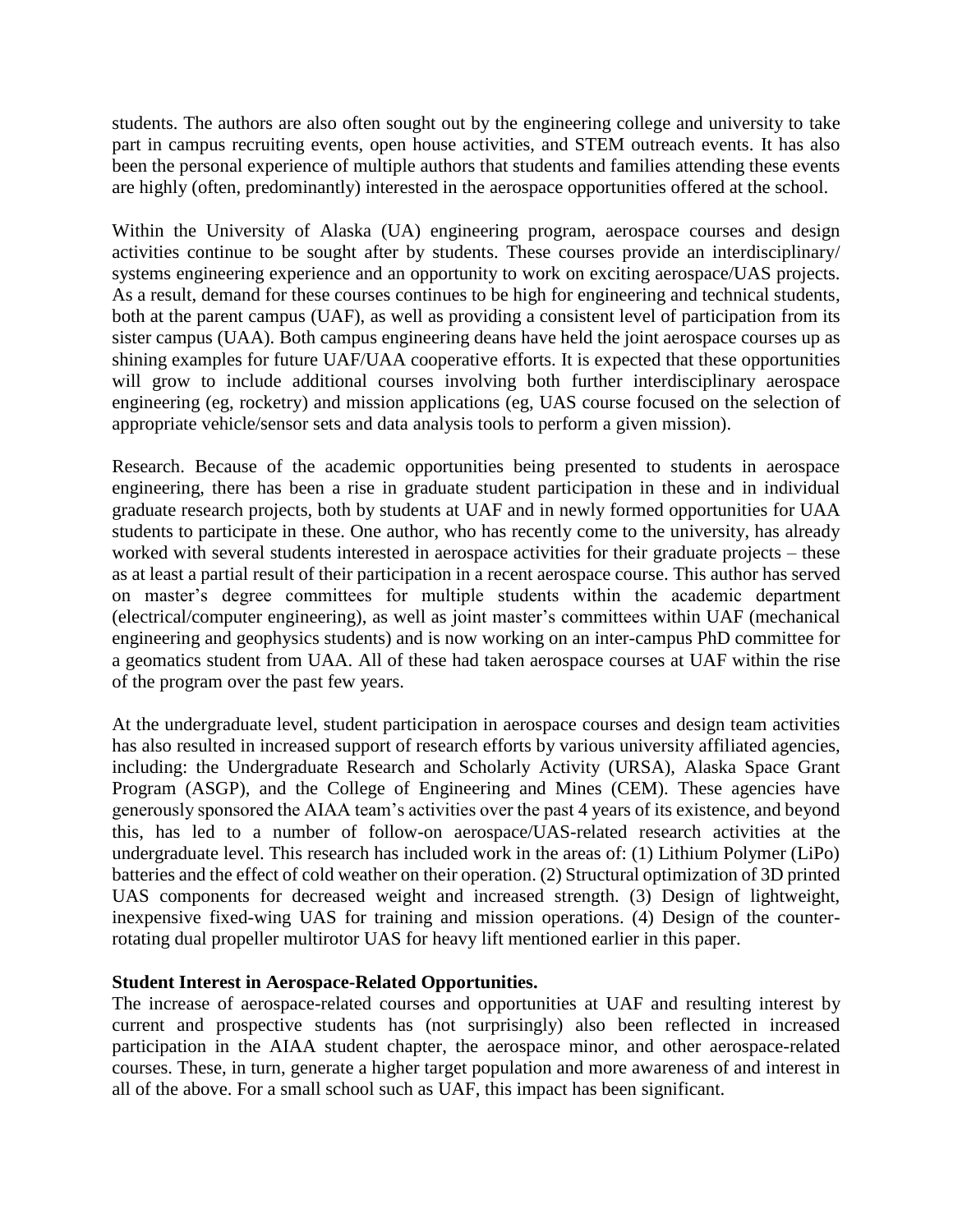students. The authors are also often sought out by the engineering college and university to take part in campus recruiting events, open house activities, and STEM outreach events. It has also been the personal experience of multiple authors that students and families attending these events are highly (often, predominantly) interested in the aerospace opportunities offered at the school.

Within the University of Alaska (UA) engineering program, aerospace courses and design activities continue to be sought after by students. These courses provide an interdisciplinary/ systems engineering experience and an opportunity to work on exciting aerospace/UAS projects. As a result, demand for these courses continues to be high for engineering and technical students, both at the parent campus (UAF), as well as providing a consistent level of participation from its sister campus (UAA). Both campus engineering deans have held the joint aerospace courses up as shining examples for future UAF/UAA cooperative efforts. It is expected that these opportunities will grow to include additional courses involving both further interdisciplinary aerospace engineering (eg, rocketry) and mission applications (eg, UAS course focused on the selection of appropriate vehicle/sensor sets and data analysis tools to perform a given mission).

Research. Because of the academic opportunities being presented to students in aerospace engineering, there has been a rise in graduate student participation in these and in individual graduate research projects, both by students at UAF and in newly formed opportunities for UAA students to participate in these. One author, who has recently come to the university, has already worked with several students interested in aerospace activities for their graduate projects – these as at least a partial result of their participation in a recent aerospace course. This author has served on master's degree committees for multiple students within the academic department (electrical/computer engineering), as well as joint master's committees within UAF (mechanical engineering and geophysics students) and is now working on an inter-campus PhD committee for a geomatics student from UAA. All of these had taken aerospace courses at UAF within the rise of the program over the past few years.

At the undergraduate level, student participation in aerospace courses and design team activities has also resulted in increased support of research efforts by various university affiliated agencies, including: the Undergraduate Research and Scholarly Activity (URSA), Alaska Space Grant Program (ASGP), and the College of Engineering and Mines (CEM). These agencies have generously sponsored the AIAA team's activities over the past 4 years of its existence, and beyond this, has led to a number of follow-on aerospace/UAS-related research activities at the undergraduate level. This research has included work in the areas of: (1) Lithium Polymer (LiPo) batteries and the effect of cold weather on their operation. (2) Structural optimization of 3D printed UAS components for decreased weight and increased strength. (3) Design of lightweight, inexpensive fixed-wing UAS for training and mission operations. (4) Design of the counter-rotating dual propeller multirotor UAS for heavy lift mentioned earlier in this paper.

**Student Interest in Aerospace-Related Opportunities.**

The increase of aerospace-related courses and opportunities at UAF and resulting interest by current and prospective students has (not surprisingly) also been reflected in increased participation in the AIAA student chapter, the aerospace minor, and other aerospace-related courses. These, in turn, generate a higher target population and more awareness of and interest in all of the above. For a small school such as UAF, this impact has been significant.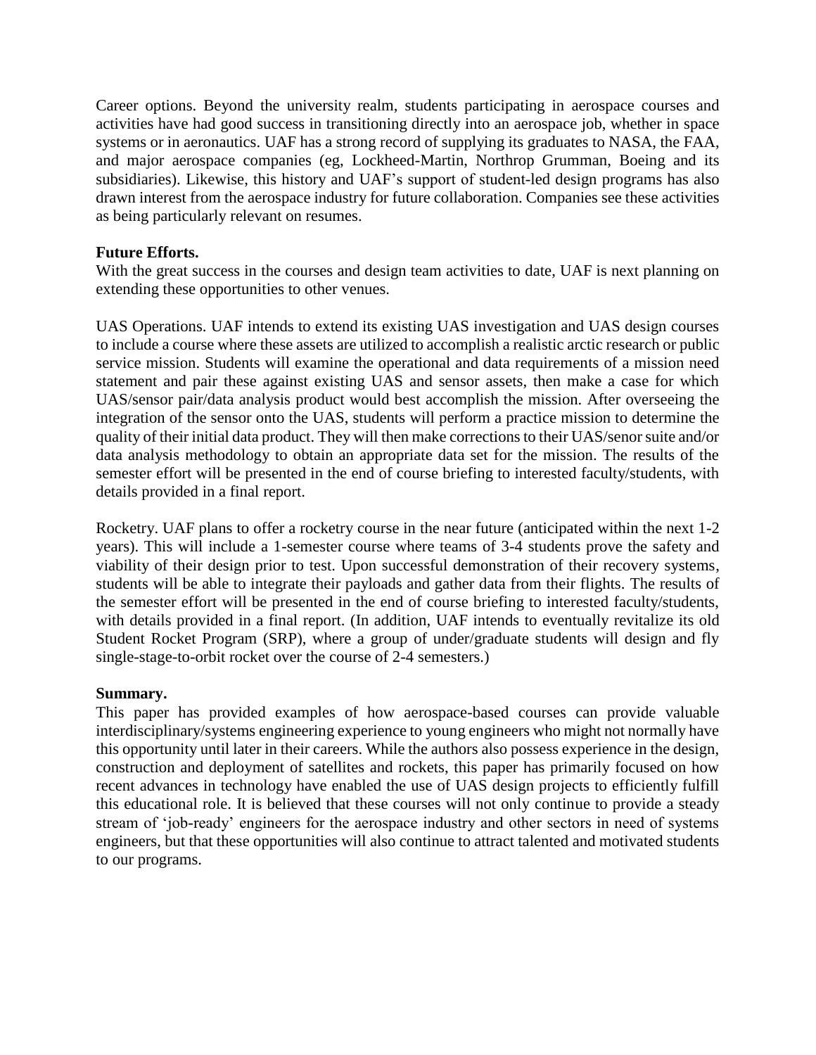Career options. Beyond the university realm, students participating in aerospace courses and activities have had good success in transitioning directly into an aerospace job, whether in space systems or in aeronautics. UAF has a strong record of supplying its graduates to NASA, the FAA, and major aerospace companies (eg, Lockheed-Martin, Northrop Grumman, Boeing and its subsidiaries). Likewise, this history and UAF's support of student-led design programs has also drawn interest from the aerospace industry for future collaboration. Companies see these activities as being particularly relevant on resumes.

**Future Efforts.**

With the great success in the courses and design team activities to date, UAF is next planning on extending these opportunities to other venues.

UAS Operations. UAF intends to extend its existing UAS investigation and UAS design courses to include a course where these assets are utilized to accomplish a realistic arctic research or public service mission. Students will examine the operational and data requirements of a mission need statement and pair these against existing UAS and sensor assets, then make a case for which UAS/sensor pair/data analysis product would best accomplish the mission. After overseeing the integration of the sensor onto the UAS, students will perform a practice mission to determine the quality of their initial data product. They will then make corrections to their UAS/senor suite and/or data analysis methodology to obtain an appropriate data set for the mission. The results of the semester effort will be presented in the end of course briefing to interested faculty/students, with details provided in a final report.

Rocketry. UAF plans to offer a rocketry course in the near future (anticipated within the next 1-2 years). This will include a 1-semester course where teams of 3-4 students prove the safety and viability of their design prior to test. Upon successful demonstration of their recovery systems, students will be able to integrate their payloads and gather data from their flights. The results of the semester effort will be presented in the end of course briefing to interested faculty/students, with details provided in a final report. (In addition, UAF intends to eventually revitalize its old Student Rocket Program (SRP), where a group of under/graduate students will design and fly single-stage-to-orbit rocket over the course of 2-4 semesters.)

**Summary.**

This paper has provided examples of how aerospace-based courses can provide valuable interdisciplinary/systems engineering experience to young engineers who might not normally have this opportunity until later in their careers. While the authors also possess experience in the design, construction and deployment of satellites and rockets, this paper has primarily focused on how recent advances in technology have enabled the use of UAS design projects to efficiently fulfill this educational role. It is believed that these courses will not only continue to provide a steady stream of 'job-ready' engineers for the aerospace industry and other sectors in need of systems engineers, but that these opportunities will also continue to attract talented and motivated students to our programs.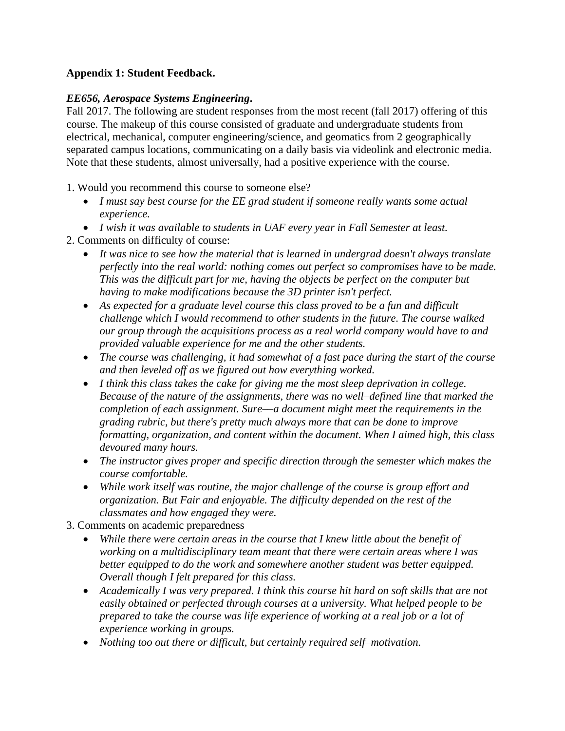**Appendix 1: Student Feedback.**

***EE656, Aerospace Systems Engineering*.**

Fall 2017. The following are student responses from the most recent (fall 2017) offering of this course. The makeup of this course consisted of graduate and undergraduate students from electrical, mechanical, computer engineering/science, and geomatics from 2 geographically separated campus locations, communicating on a daily basis via videolink and electronic media. Note that these students, almost universally, had a positive experience with the course.

1. Would you recommend this course to someone else?
   - *I must say best course for the EE grad student if someone really wants some actual experience.*
   - *I wish it was available to students in UAF every year in Fall Semester at least.*
2. Comments on difficulty of course:
   - *It was nice to see how the material that is learned in undergrad doesn't always translate perfectly into the real world: nothing comes out perfect so compromises have to be made. This was the difficult part for me, having the objects be perfect on the computer but having to make modifications because the 3D printer isn't perfect.*
   - *As expected for a graduate level course this class proved to be a fun and difficult challenge which I would recommend to other students in the future. The course walked our group through the acquisitions process as a real world company would have to and provided valuable experience for me and the other students.*
   - *The course was challenging, it had somewhat of a fast pace during the start of the course and then leveled off as we figured out how everything worked.*
   - *I think this class takes the cake for giving me the most sleep deprivation in college. Because of the nature of the assignments, there was no well–defined line that marked the completion of each assignment. Sure—a document might meet the requirements in the grading rubric, but there's pretty much always more that can be done to improve formatting, organization, and content within the document. When I aimed high, this class devoured many hours.*
   - *The instructor gives proper and specific direction through the semester which makes the course comfortable.*
   - *While work itself was routine, the major challenge of the course is group effort and organization. But Fair and enjoyable. The difficulty depended on the rest of the classmates and how engaged they were.*
3. Comments on academic preparedness
   - *While there were certain areas in the course that I knew little about the benefit of working on a multidisciplinary team meant that there were certain areas where I was better equipped to do the work and somewhere another student was better equipped. Overall though I felt prepared for this class.*
   - *Academically I was very prepared. I think this course hit hard on soft skills that are not easily obtained or perfected through courses at a university. What helped people to be prepared to take the course was life experience of working at a real job or a lot of experience working in groups.*
   - *Nothing too out there or difficult, but certainly required self–motivation.*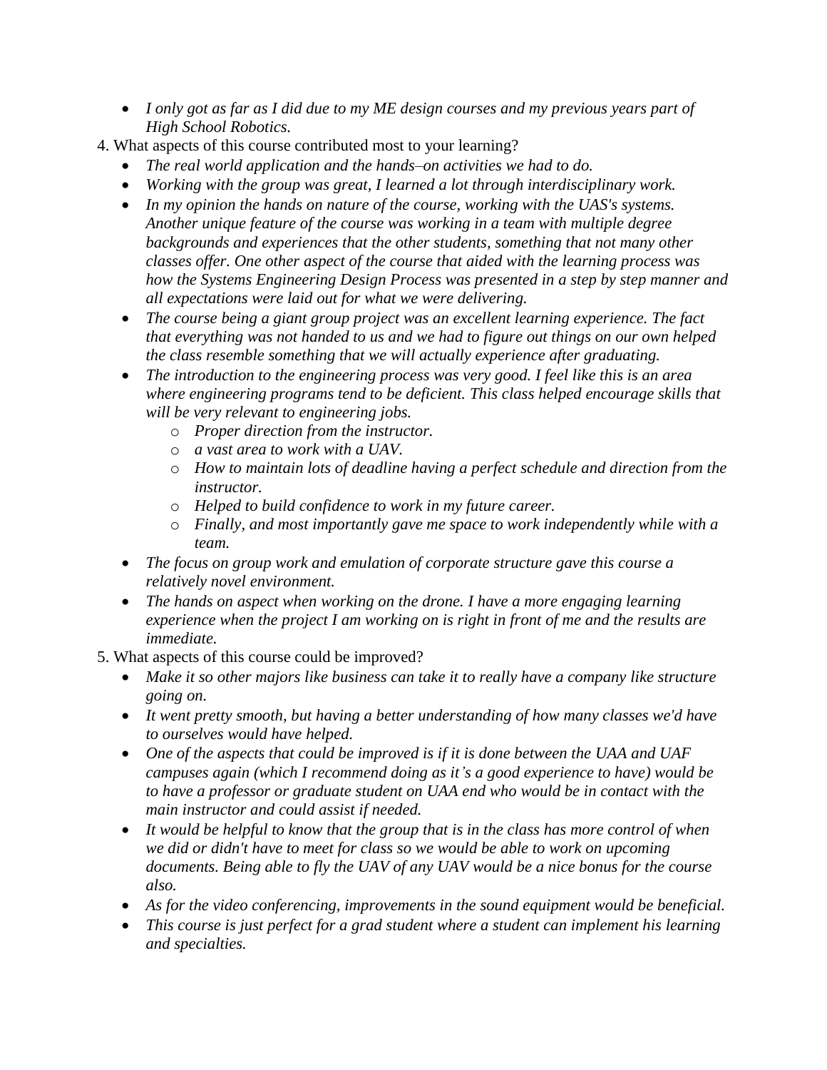- *I only got as far as I did due to my ME design courses and my previous years part of High School Robotics.*

4. What aspects of this course contributed most to your learning?
   - *The real world application and the hands–on activities we had to do.*
   - *Working with the group was great, I learned a lot through interdisciplinary work.*
   - *In my opinion the hands on nature of the course, working with the UAS's systems. Another unique feature of the course was working in a team with multiple degree backgrounds and experiences that the other students, something that not many other classes offer. One other aspect of the course that aided with the learning process was how the Systems Engineering Design Process was presented in a step by step manner and all expectations were laid out for what we were delivering.*
   - *The course being a giant group project was an excellent learning experience. The fact that everything was not handed to us and we had to figure out things on our own helped the class resemble something that we will actually experience after graduating.*
   - *The introduction to the engineering process was very good. I feel like this is an area where engineering programs tend to be deficient. This class helped encourage skills that will be very relevant to engineering jobs.*
     - *Proper direction from the instructor.*
     - *a vast area to work with a UAV.*
     - *How to maintain lots of deadline having a perfect schedule and direction from the instructor.*
     - *Helped to build confidence to work in my future career.*
     - *Finally, and most importantly gave me space to work independently while with a team.*
   - *The focus on group work and emulation of corporate structure gave this course a relatively novel environment.*
   - *The hands on aspect when working on the drone. I have a more engaging learning experience when the project I am working on is right in front of me and the results are immediate.*

5. What aspects of this course could be improved?
   - *Make it so other majors like business can take it to really have a company like structure going on.*
   - *It went pretty smooth, but having a better understanding of how many classes we'd have to ourselves would have helped.*
   - *One of the aspects that could be improved is if it is done between the UAA and UAF campuses again (which I recommend doing as it's a good experience to have) would be to have a professor or graduate student on UAA end who would be in contact with the main instructor and could assist if needed.*
   - *It would be helpful to know that the group that is in the class has more control of when we did or didn't have to meet for class so we would be able to work on upcoming documents. Being able to fly the UAV of any UAV would be a nice bonus for the course also.*
   - *As for the video conferencing, improvements in the sound equipment would be beneficial.*
   - *This course is just perfect for a grad student where a student can implement his learning and specialties.*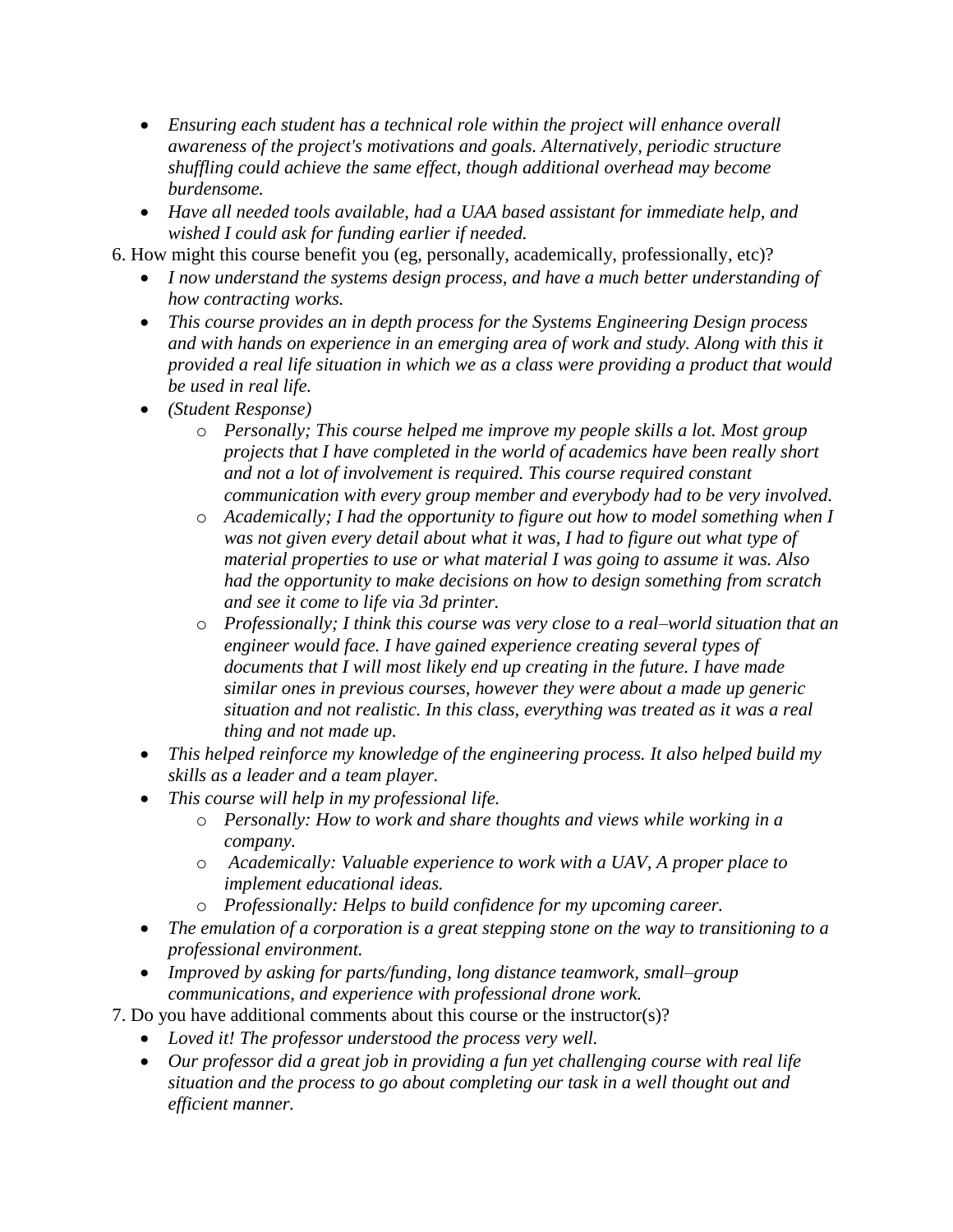- *Ensuring each student has a technical role within the project will enhance overall awareness of the project's motivations and goals. Alternatively, periodic structure shuffling could achieve the same effect, though additional overhead may become burdensome.*
- *Have all needed tools available, had a UAA based assistant for immediate help, and wished I could ask for funding earlier if needed.*

6. How might this course benefit you (eg, personally, academically, professionally, etc)?
   - *I now understand the systems design process, and have a much better understanding of how contracting works.*
   - *This course provides an in depth process for the Systems Engineering Design process and with hands on experience in an emerging area of work and study. Along with this it provided a real life situation in which we as a class were providing a product that would be used in real life.*
   - *(Student Response)*
     - *Personally; This course helped me improve my people skills a lot. Most group projects that I have completed in the world of academics have been really short and not a lot of involvement is required. This course required constant communication with every group member and everybody had to be very involved.*
     - *Academically; I had the opportunity to figure out how to model something when I was not given every detail about what it was, I had to figure out what type of material properties to use or what material I was going to assume it was. Also had the opportunity to make decisions on how to design something from scratch and see it come to life via 3d printer.*
     - *Professionally; I think this course was very close to a real–world situation that an engineer would face. I have gained experience creating several types of documents that I will most likely end up creating in the future. I have made similar ones in previous courses, however they were about a made up generic situation and not realistic. In this class, everything was treated as it was a real thing and not made up.*
   - *This helped reinforce my knowledge of the engineering process. It also helped build my skills as a leader and a team player.*
   - *This course will help in my professional life.*
     - *Personally: How to work and share thoughts and views while working in a company.*
     - *Academically: Valuable experience to work with a UAV, A proper place to implement educational ideas.*
     - *Professionally: Helps to build confidence for my upcoming career.*
   - *The emulation of a corporation is a great stepping stone on the way to transitioning to a professional environment.*
   - *Improved by asking for parts/funding, long distance teamwork, small–group communications, and experience with professional drone work.*

7. Do you have additional comments about this course or the instructor(s)?
   - *Loved it! The professor understood the process very well.*
   - *Our professor did a great job in providing a fun yet challenging course with real life situation and the process to go about completing our task in a well thought out and efficient manner.*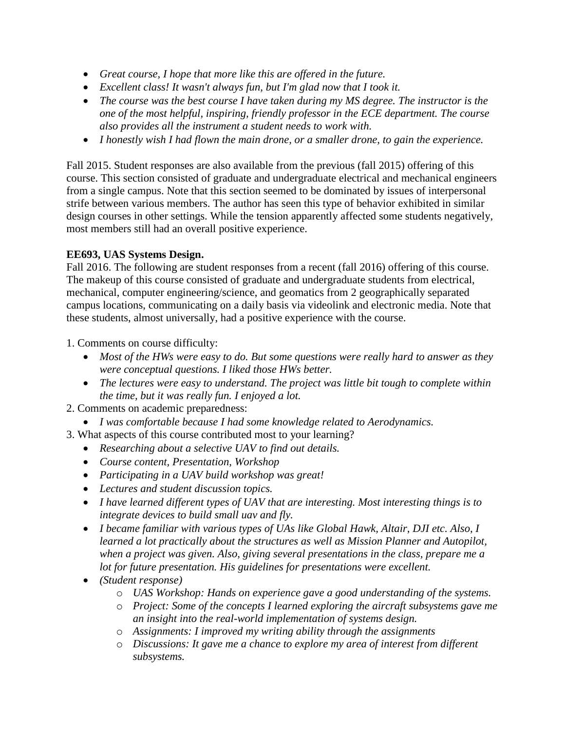- *Great course, I hope that more like this are offered in the future.*
- *Excellent class! It wasn't always fun, but I'm glad now that I took it.*
- *The course was the best course I have taken during my MS degree. The instructor is the one of the most helpful, inspiring, friendly professor in the ECE department. The course also provides all the instrument a student needs to work with.*
- *I honestly wish I had flown the main drone, or a smaller drone, to gain the experience.*

Fall 2015. Student responses are also available from the previous (fall 2015) offering of this course. This section consisted of graduate and undergraduate electrical and mechanical engineers from a single campus. Note that this section seemed to be dominated by issues of interpersonal strife between various members. The author has seen this type of behavior exhibited in similar design courses in other settings. While the tension apparently affected some students negatively, most members still had an overall positive experience.

**EE693, UAS Systems Design.**

Fall 2016. The following are student responses from a recent (fall 2016) offering of this course. The makeup of this course consisted of graduate and undergraduate students from electrical, mechanical, computer engineering/science, and geomatics from 2 geographically separated campus locations, communicating on a daily basis via videolink and electronic media. Note that these students, almost universally, had a positive experience with the course.

1. Comments on course difficulty:
   - *Most of the HWs were easy to do. But some questions were really hard to answer as they were conceptual questions. I liked those HWs better.*
   - *The lectures were easy to understand. The project was little bit tough to complete within the time, but it was really fun. I enjoyed a lot.*
2. Comments on academic preparedness:
   - *I was comfortable because I had some knowledge related to Aerodynamics.*
3. What aspects of this course contributed most to your learning?
   - *Researching about a selective UAV to find out details.*
   - *Course content, Presentation, Workshop*
   - *Participating in a UAV build workshop was great!*
   - *Lectures and student discussion topics.*
   - *I have learned different types of UAV that are interesting. Most interesting things is to integrate devices to build small uav and fly.*
   - *I became familiar with various types of UAs like Global Hawk, Altair, DJI etc. Also, I learned a lot practically about the structures as well as Mission Planner and Autopilot, when a project was given. Also, giving several presentations in the class, prepare me a lot for future presentation. His guidelines for presentations were excellent.*
   - *(Student response)*
     - *UAS Workshop: Hands on experience gave a good understanding of the systems.*
     - *Project: Some of the concepts I learned exploring the aircraft subsystems gave me an insight into the real-world implementation of systems design.*
     - *Assignments: I improved my writing ability through the assignments*
     - *Discussions: It gave me a chance to explore my area of interest from different subsystems.*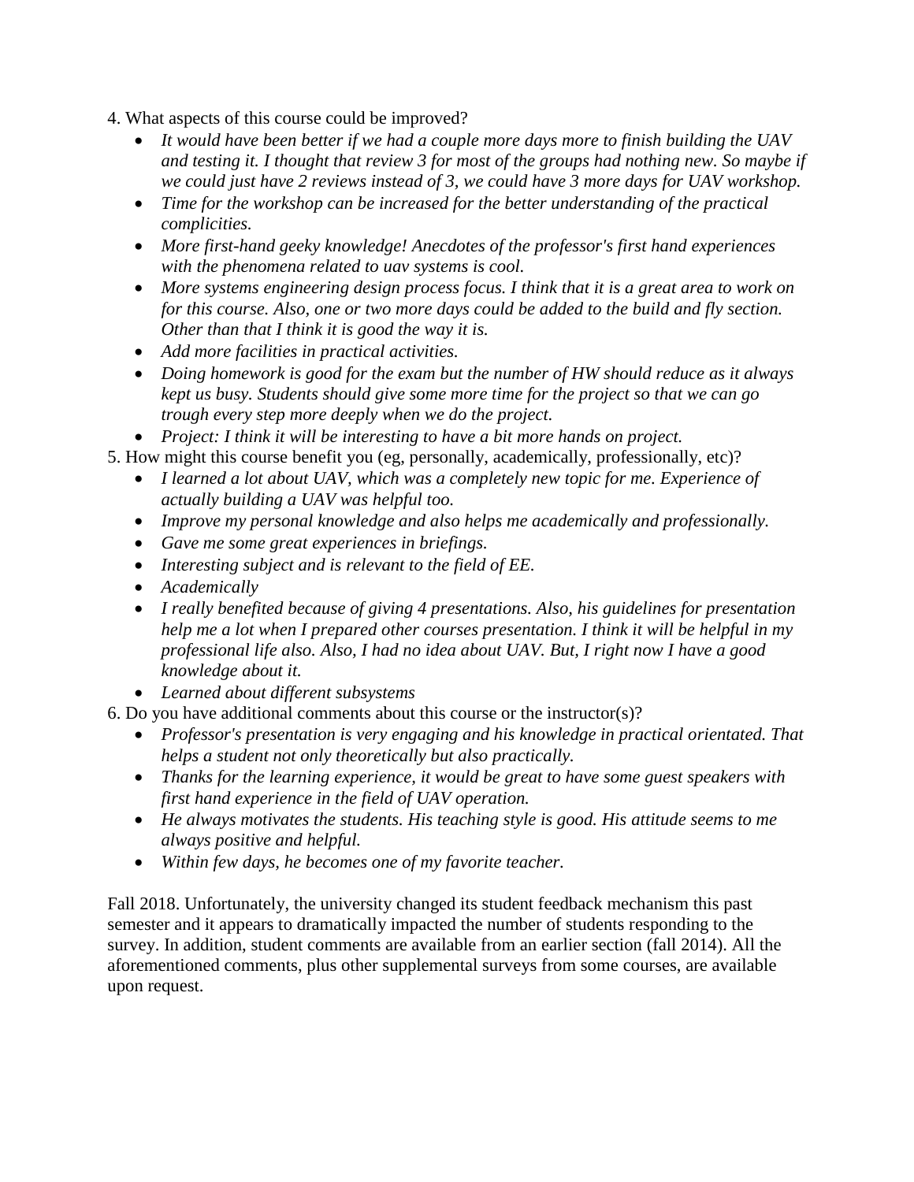4. What aspects of this course could be improved?
    - *It would have been better if we had a couple more days more to finish building the UAV and testing it. I thought that review 3 for most of the groups had nothing new. So maybe if we could just have 2 reviews instead of 3, we could have 3 more days for UAV workshop.*
    - *Time for the workshop can be increased for the better understanding of the practical complicities.*
    - *More first-hand geeky knowledge! Anecdotes of the professor's first hand experiences with the phenomena related to uav systems is cool.*
    - *More systems engineering design process focus. I think that it is a great area to work on for this course. Also, one or two more days could be added to the build and fly section. Other than that I think it is good the way it is.*
    - *Add more facilities in practical activities.*
    - *Doing homework is good for the exam but the number of HW should reduce as it always kept us busy. Students should give some more time for the project so that we can go trough every step more deeply when we do the project.*
    - *Project: I think it will be interesting to have a bit more hands on project.*
5. How might this course benefit you (eg, personally, academically, professionally, etc)?
    - *I learned a lot about UAV, which was a completely new topic for me. Experience of actually building a UAV was helpful too.*
    - *Improve my personal knowledge and also helps me academically and professionally.*
    - *Gave me some great experiences in briefings.*
    - *Interesting subject and is relevant to the field of EE.*
    - *Academically*
    - *I really benefited because of giving 4 presentations. Also, his guidelines for presentation help me a lot when I prepared other courses presentation. I think it will be helpful in my professional life also. Also, I had no idea about UAV. But, I right now I have a good knowledge about it.*
    - *Learned about different subsystems*
6. Do you have additional comments about this course or the instructor(s)?
    - *Professor's presentation is very engaging and his knowledge in practical orientated. That helps a student not only theoretically but also practically.*
    - *Thanks for the learning experience, it would be great to have some guest speakers with first hand experience in the field of UAV operation.*
    - *He always motivates the students. His teaching style is good. His attitude seems to me always positive and helpful.*
    - *Within few days, he becomes one of my favorite teacher.*

Fall 2018. Unfortunately, the university changed its student feedback mechanism this past semester and it appears to dramatically impacted the number of students responding to the survey. In addition, student comments are available from an earlier section (fall 2014). All the aforementioned comments, plus other supplemental surveys from some courses, are available upon request.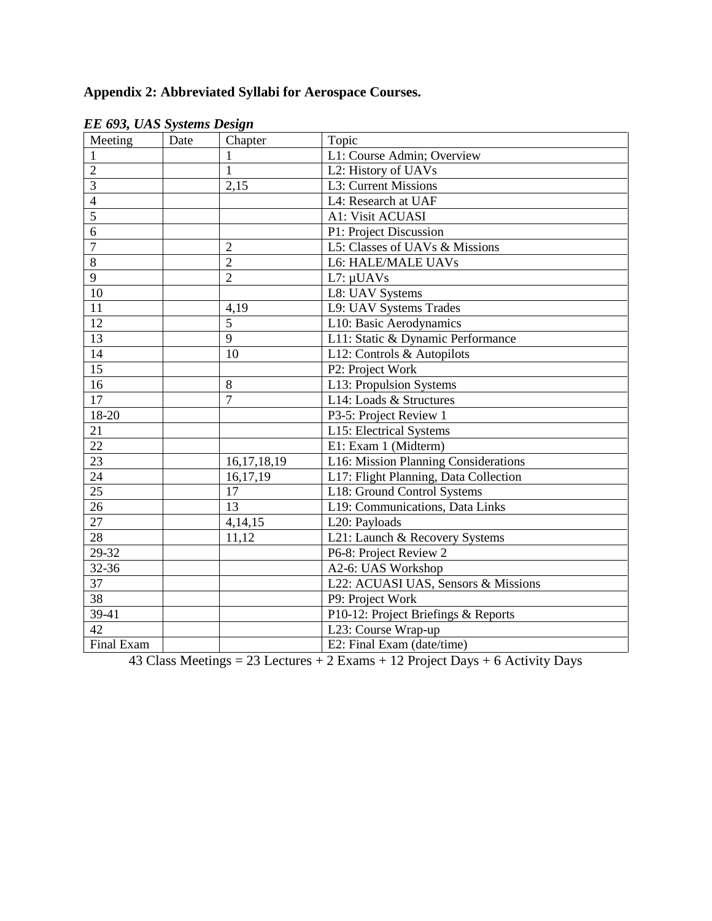**Appendix 2: Abbreviated Syllabi for Aerospace Courses.**

***EE 693, UAS Systems Design***

| Meeting | Date | Chapter | Topic |
|---|---|---|---|
| 1 | | 1 | L1: Course Admin; Overview |
| 2 | | 1 | L2: History of UAVs |
| 3 | | 2,15 | L3: Current Missions |
| 4 | | | L4: Research at UAF |
| 5 | | | A1: Visit ACUASI |
| 6 | | | P1: Project Discussion |
| 7 | | 2 | L5: Classes of UAVs & Missions |
| 8 | | 2 | L6: HALE/MALE UAVs |
| 9 | | 2 | L7: µUAVs |
| 10 | | | L8: UAV Systems |
| 11 | | 4,19 | L9: UAV Systems Trades |
| 12 | | 5 | L10: Basic Aerodynamics |
| 13 | | 9 | L11: Static & Dynamic Performance |
| 14 | | 10 | L12: Controls & Autopilots |
| 15 | | | P2: Project Work |
| 16 | | 8 | L13: Propulsion Systems |
| 17 | | 7 | L14: Loads & Structures |
| 18-20 | | | P3-5: Project Review 1 |
| 21 | | | L15: Electrical Systems |
| 22 | | | E1: Exam 1 (Midterm) |
| 23 | | 16,17,18,19 | L16: Mission Planning Considerations |
| 24 | | 16,17,19 | L17: Flight Planning, Data Collection |
| 25 | | 17 | L18: Ground Control Systems |
| 26 | | 13 | L19: Communications, Data Links |
| 27 | | 4,14,15 | L20: Payloads |
| 28 | | 11,12 | L21: Launch & Recovery Systems |
| 29-32 | | | P6-8: Project Review 2 |
| 32-36 | | | A2-6: UAS Workshop |
| 37 | | | L22: ACUASI UAS, Sensors & Missions |
| 38 | | | P9: Project Work |
| 39-41 | | | P10-12: Project Briefings & Reports |
| 42 | | | L23: Course Wrap-up |
| Final Exam | | | E2: Final Exam (date/time) |

43 Class Meetings = 23 Lectures + 2 Exams + 12 Project Days + 6 Activity Days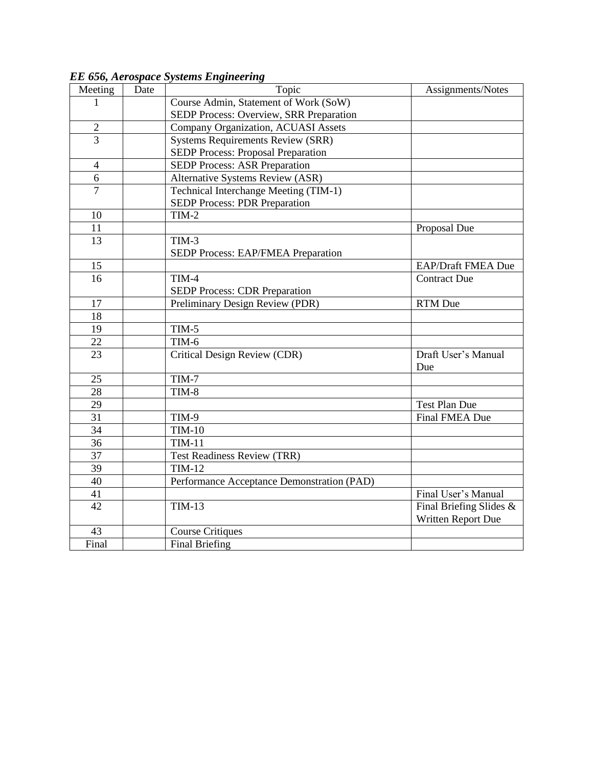***EE 656, Aerospace Systems Engineering***

| Meeting | Date | Topic | Assignments/Notes |
|---|---|---|---|
| 1 | | Course Admin, Statement of Work (SoW)<br>SEDP Process: Overview, SRR Preparation | |
| 2 | | Company Organization, ACUASI Assets | |
| 3 | | Systems Requirements Review (SRR)<br>SEDP Process: Proposal Preparation | |
| 4 | | SEDP Process: ASR Preparation | |
| 6 | | Alternative Systems Review (ASR) | |
| 7 | | Technical Interchange Meeting (TIM-1)<br>SEDP Process: PDR Preparation | |
| 10 | | TIM-2 | |
| 11 | | | Proposal Due |
| 13 | | TIM-3<br>SEDP Process: EAP/FMEA Preparation | |
| 15 | | | EAP/Draft FMEA Due |
| 16 | | TIM-4<br>SEDP Process: CDR Preparation | Contract Due |
| 17 | | Preliminary Design Review (PDR) | RTM Due |
| 18 | | | |
| 19 | | TIM-5 | |
| 22 | | TIM-6 | |
| 23 | | Critical Design Review (CDR) | Draft User's Manual Due |
| 25 | | TIM-7 | |
| 28 | | TIM-8 | |
| 29 | | | Test Plan Due |
| 31 | | TIM-9 | Final FMEA Due |
| 34 | | TIM-10 | |
| 36 | | TIM-11 | |
| 37 | | Test Readiness Review (TRR) | |
| 39 | | TIM-12 | |
| 40 | | Performance Acceptance Demonstration (PAD) | |
| 41 | | | Final User's Manual |
| 42 | | TIM-13 | Final Briefing Slides & Written Report Due |
| 43 | | Course Critiques | |
| Final | | Final Briefing | |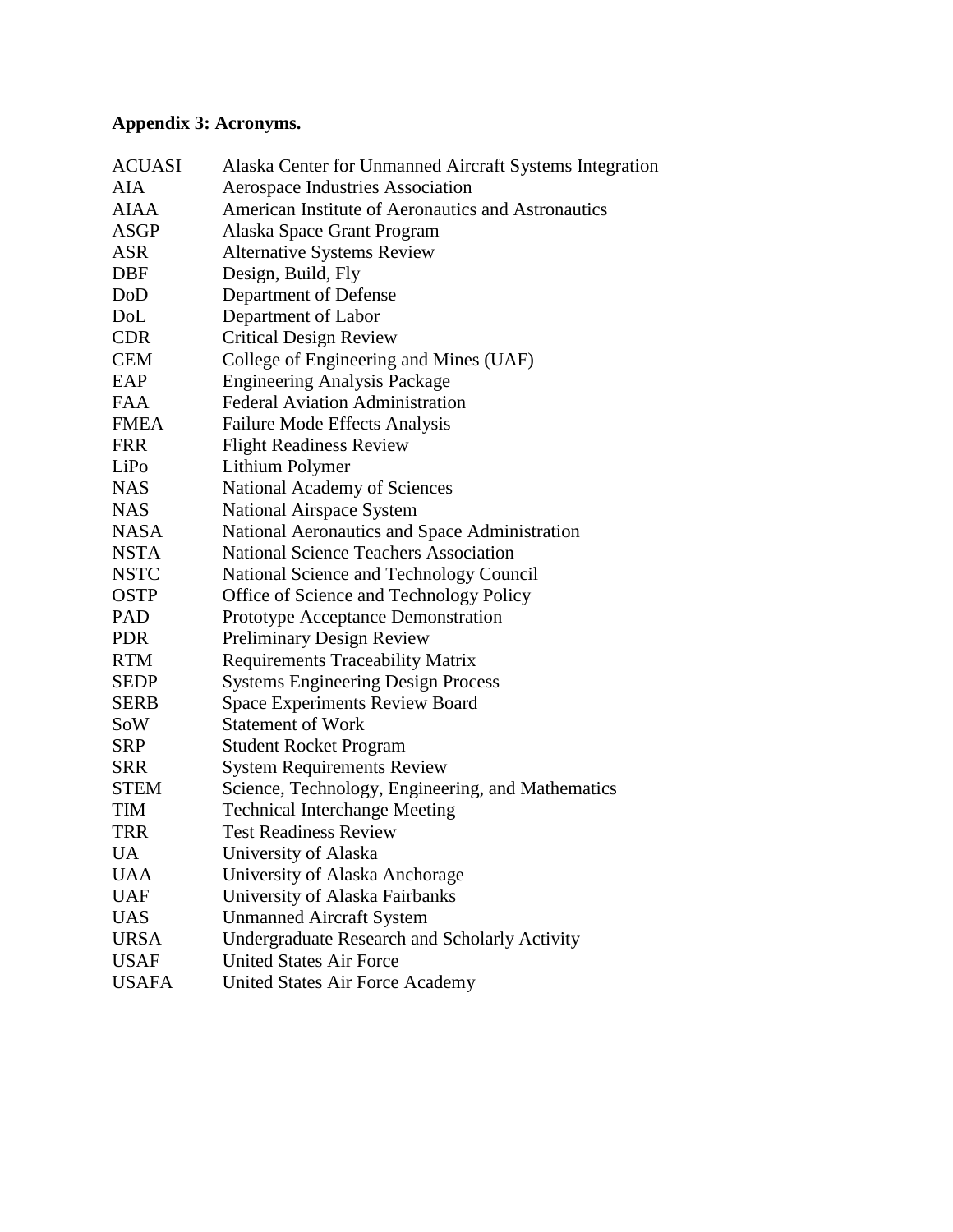**Appendix 3: Acronyms.**

| | |
|---|---|
| ACUASI | Alaska Center for Unmanned Aircraft Systems Integration |
| AIA | Aerospace Industries Association |
| AIAA | American Institute of Aeronautics and Astronautics |
| ASGP | Alaska Space Grant Program |
| ASR | Alternative Systems Review |
| DBF | Design, Build, Fly |
| DoD | Department of Defense |
| DoL | Department of Labor |
| CDR | Critical Design Review |
| CEM | College of Engineering and Mines (UAF) |
| EAP | Engineering Analysis Package |
| FAA | Federal Aviation Administration |
| FMEA | Failure Mode Effects Analysis |
| FRR | Flight Readiness Review |
| LiPo | Lithium Polymer |
| NAS | National Academy of Sciences |
| NAS | National Airspace System |
| NASA | National Aeronautics and Space Administration |
| NSTA | National Science Teachers Association |
| NSTC | National Science and Technology Council |
| OSTP | Office of Science and Technology Policy |
| PAD | Prototype Acceptance Demonstration |
| PDR | Preliminary Design Review |
| RTM | Requirements Traceability Matrix |
| SEDP | Systems Engineering Design Process |
| SERB | Space Experiments Review Board |
| SoW | Statement of Work |
| SRP | Student Rocket Program |
| SRR | System Requirements Review |
| STEM | Science, Technology, Engineering, and Mathematics |
| TIM | Technical Interchange Meeting |
| TRR | Test Readiness Review |
| UA | University of Alaska |
| UAA | University of Alaska Anchorage |
| UAF | University of Alaska Fairbanks |
| UAS | Unmanned Aircraft System |
| URSA | Undergraduate Research and Scholarly Activity |
| USAF | United States Air Force |
| USAFA | United States Air Force Academy |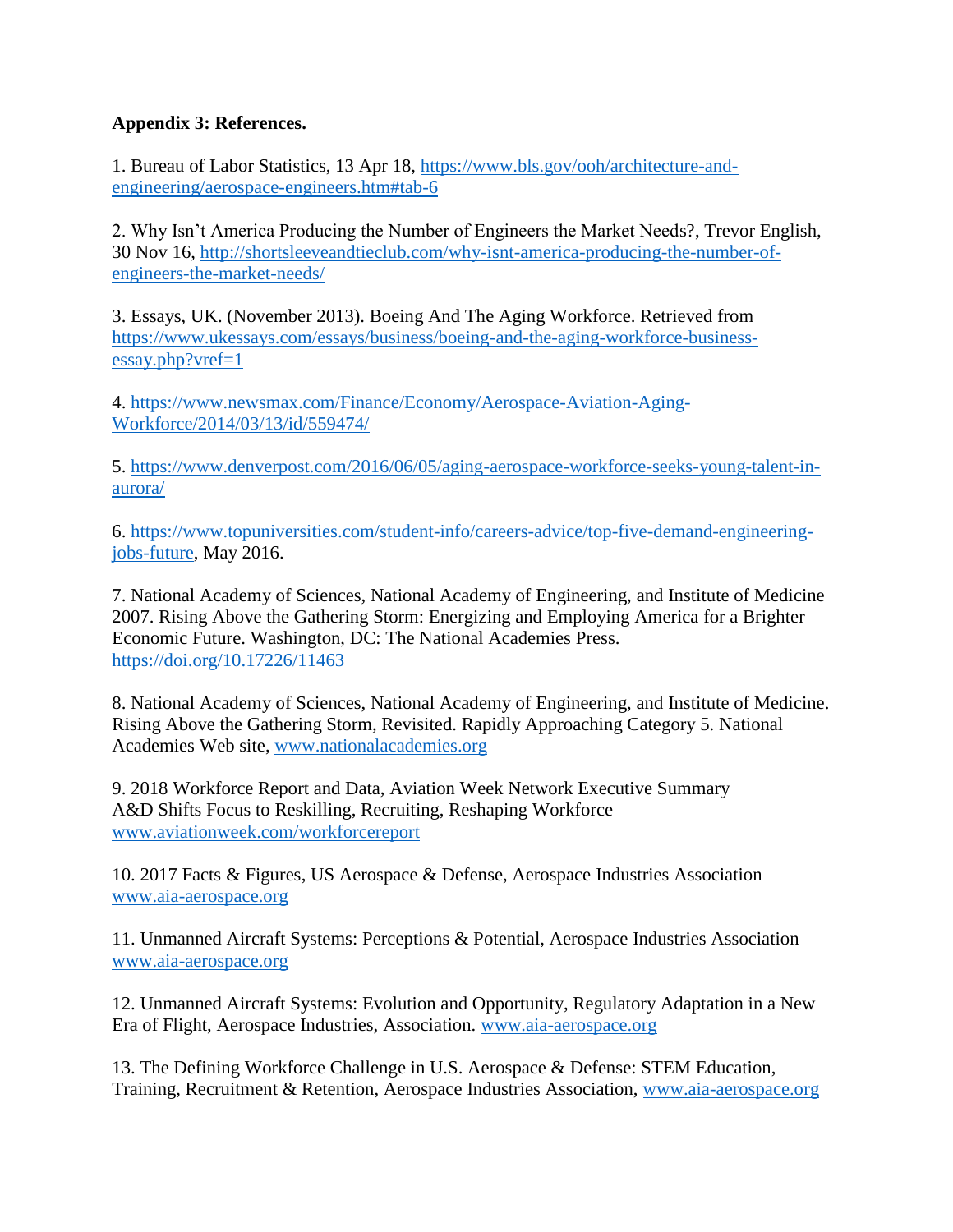**Appendix 3: References.**

1. Bureau of Labor Statistics, 13 Apr 18, https://www.bls.gov/ooh/architecture-and-engineering/aerospace-engineers.htm#tab-6

2. Why Isn't America Producing the Number of Engineers the Market Needs?, Trevor English, 30 Nov 16, http://shortsleeveandtieclub.com/why-isnt-america-producing-the-number-of-engineers-the-market-needs/

3. Essays, UK. (November 2013). Boeing And The Aging Workforce. Retrieved from https://www.ukessays.com/essays/business/boeing-and-the-aging-workforce-business-essay.php?vref=1

4. https://www.newsmax.com/Finance/Economy/Aerospace-Aviation-Aging-Workforce/2014/03/13/id/559474/

5. https://www.denverpost.com/2016/06/05/aging-aerospace-workforce-seeks-young-talent-in-aurora/

6. https://www.topuniversities.com/student-info/careers-advice/top-five-demand-engineering-jobs-future, May 2016.

7. National Academy of Sciences, National Academy of Engineering, and Institute of Medicine 2007. Rising Above the Gathering Storm: Energizing and Employing America for a Brighter Economic Future. Washington, DC: The National Academies Press. https://doi.org/10.17226/11463

8. National Academy of Sciences, National Academy of Engineering, and Institute of Medicine. Rising Above the Gathering Storm, Revisited. Rapidly Approaching Category 5. National Academies Web site, www.nationalacademies.org

9. 2018 Workforce Report and Data, Aviation Week Network Executive Summary A&D Shifts Focus to Reskilling, Recruiting, Reshaping Workforce www.aviationweek.com/workforcereport

10. 2017 Facts & Figures, US Aerospace & Defense, Aerospace Industries Association www.aia-aerospace.org

11. Unmanned Aircraft Systems: Perceptions & Potential, Aerospace Industries Association www.aia-aerospace.org

12. Unmanned Aircraft Systems: Evolution and Opportunity, Regulatory Adaptation in a New Era of Flight, Aerospace Industries, Association. www.aia-aerospace.org

13. The Defining Workforce Challenge in U.S. Aerospace & Defense: STEM Education, Training, Recruitment & Retention, Aerospace Industries Association, www.aia-aerospace.org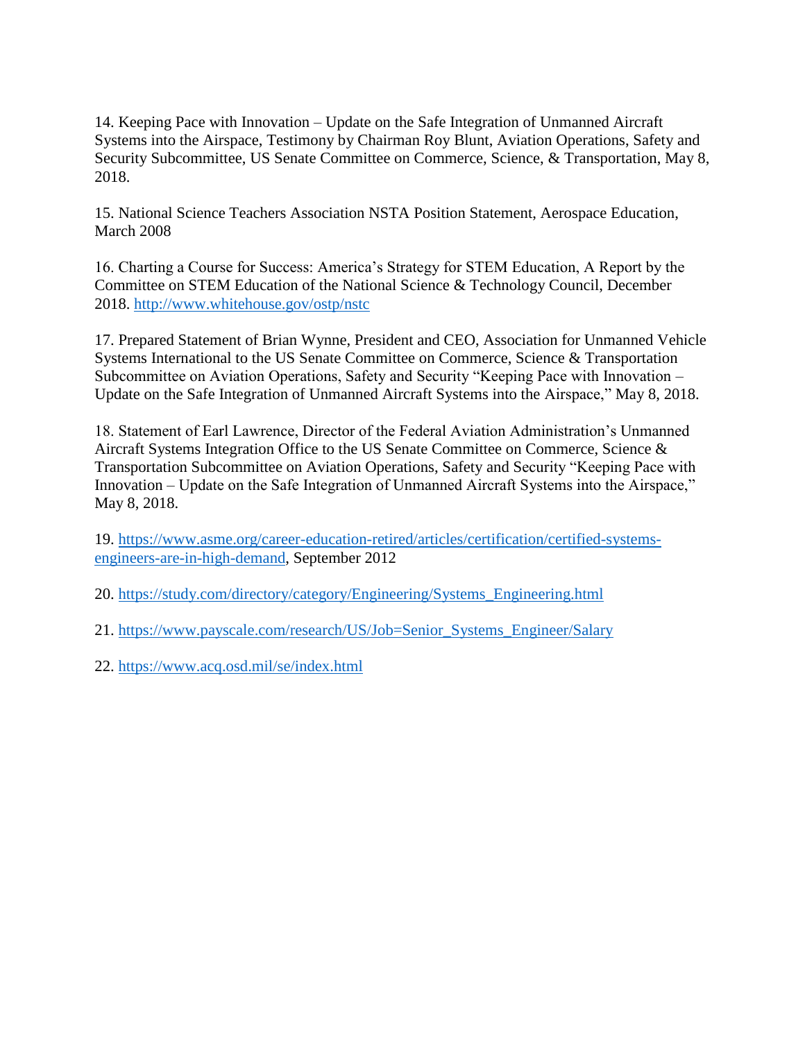14. Keeping Pace with Innovation – Update on the Safe Integration of Unmanned Aircraft Systems into the Airspace, Testimony by Chairman Roy Blunt, Aviation Operations, Safety and Security Subcommittee, US Senate Committee on Commerce, Science, & Transportation, May 8, 2018.

15. National Science Teachers Association NSTA Position Statement, Aerospace Education, March 2008

16. Charting a Course for Success: America's Strategy for STEM Education, A Report by the Committee on STEM Education of the National Science & Technology Council, December 2018. http://www.whitehouse.gov/ostp/nstc

17. Prepared Statement of Brian Wynne, President and CEO, Association for Unmanned Vehicle Systems International to the US Senate Committee on Commerce, Science & Transportation Subcommittee on Aviation Operations, Safety and Security "Keeping Pace with Innovation – Update on the Safe Integration of Unmanned Aircraft Systems into the Airspace," May 8, 2018.

18. Statement of Earl Lawrence, Director of the Federal Aviation Administration's Unmanned Aircraft Systems Integration Office to the US Senate Committee on Commerce, Science & Transportation Subcommittee on Aviation Operations, Safety and Security "Keeping Pace with Innovation – Update on the Safe Integration of Unmanned Aircraft Systems into the Airspace," May 8, 2018.

19. https://www.asme.org/career-education-retired/articles/certification/certified-systems-engineers-are-in-high-demand, September 2012

20. https://study.com/directory/category/Engineering/Systems_Engineering.html

21. https://www.payscale.com/research/US/Job=Senior_Systems_Engineer/Salary

22. https://www.acq.osd.mil/se/index.html